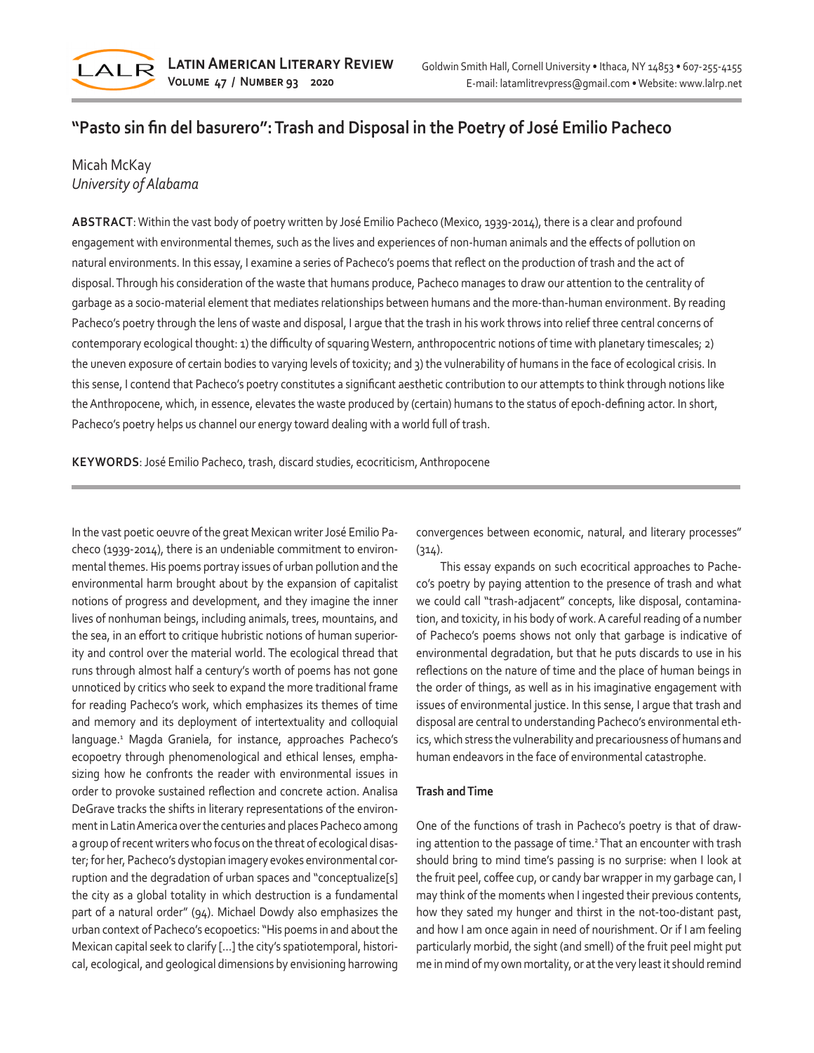# "Pasto sin fin del basurero": Trash and Disposal in the Poetry of José Emilio Pacheco

Micah McKay
*University of Alabama*

**ABSTRACT**: Within the vast body of poetry written by José Emilio Pacheco (Mexico, 1939-2014), there is a clear and profound engagement with environmental themes, such as the lives and experiences of non-human animals and the effects of pollution on natural environments. In this essay, I examine a series of Pacheco's poems that reflect on the production of trash and the act of disposal. Through his consideration of the waste that humans produce, Pacheco manages to draw our attention to the centrality of garbage as a socio-material element that mediates relationships between humans and the more-than-human environment. By reading Pacheco's poetry through the lens of waste and disposal, I argue that the trash in his work throws into relief three central concerns of contemporary ecological thought: 1) the difficulty of squaring Western, anthropocentric notions of time with planetary timescales; 2) the uneven exposure of certain bodies to varying levels of toxicity; and 3) the vulnerability of humans in the face of ecological crisis. In this sense, I contend that Pacheco's poetry constitutes a significant aesthetic contribution to our attempts to think through notions like the Anthropocene, which, in essence, elevates the waste produced by (certain) humans to the status of epoch-defining actor. In short, Pacheco's poetry helps us channel our energy toward dealing with a world full of trash.

**KEYWORDS**: José Emilio Pacheco, trash, discard studies, ecocriticism, Anthropocene

In the vast poetic oeuvre of the great Mexican writer José Emilio Pacheco (1939-2014), there is an undeniable commitment to environmental themes. His poems portray issues of urban pollution and the environmental harm brought about by the expansion of capitalist notions of progress and development, and they imagine the inner lives of nonhuman beings, including animals, trees, mountains, and the sea, in an effort to critique hubristic notions of human superiority and control over the material world. The ecological thread that runs through almost half a century's worth of poems has not gone unnoticed by critics who seek to expand the more traditional frame for reading Pacheco's work, which emphasizes its themes of time and memory and its deployment of intertextuality and colloquial language.[1] Magda Graniela, for instance, approaches Pacheco's ecopoetry through phenomenological and ethical lenses, emphasizing how he confronts the reader with environmental issues in order to provoke sustained reflection and concrete action. Analisa DeGrave tracks the shifts in literary representations of the environment in Latin America over the centuries and places Pacheco among a group of recent writers who focus on the threat of ecological disaster; for her, Pacheco's dystopian imagery evokes environmental corruption and the degradation of urban spaces and "conceptualize[s] the city as a global totality in which destruction is a fundamental part of a natural order" (94). Michael Dowdy also emphasizes the urban context of Pacheco's ecopoetics: "His poems in and about the Mexican capital seek to clarify [...] the city's spatiotemporal, historical, ecological, and geological dimensions by envisioning harrowing convergences between economic, natural, and literary processes" (314).

This essay expands on such ecocritical approaches to Pacheco's poetry by paying attention to the presence of trash and what we could call "trash-adjacent" concepts, like disposal, contamination, and toxicity, in his body of work. A careful reading of a number of Pacheco's poems shows not only that garbage is indicative of environmental degradation, but that he puts discards to use in his reflections on the nature of time and the place of human beings in the order of things, as well as in his imaginative engagement with issues of environmental justice. In this sense, I argue that trash and disposal are central to understanding Pacheco's environmental ethics, which stress the vulnerability and precariousness of humans and human endeavors in the face of environmental catastrophe.

**Trash and Time**

One of the functions of trash in Pacheco's poetry is that of drawing attention to the passage of time.[2] That an encounter with trash should bring to mind time's passing is no surprise: when I look at the fruit peel, coffee cup, or candy bar wrapper in my garbage can, I may think of the moments when I ingested their previous contents, how they sated my hunger and thirst in the not-too-distant past, and how I am once again in need of nourishment. Or if I am feeling particularly morbid, the sight (and smell) of the fruit peel might put me in mind of my own mortality, or at the very least it should remind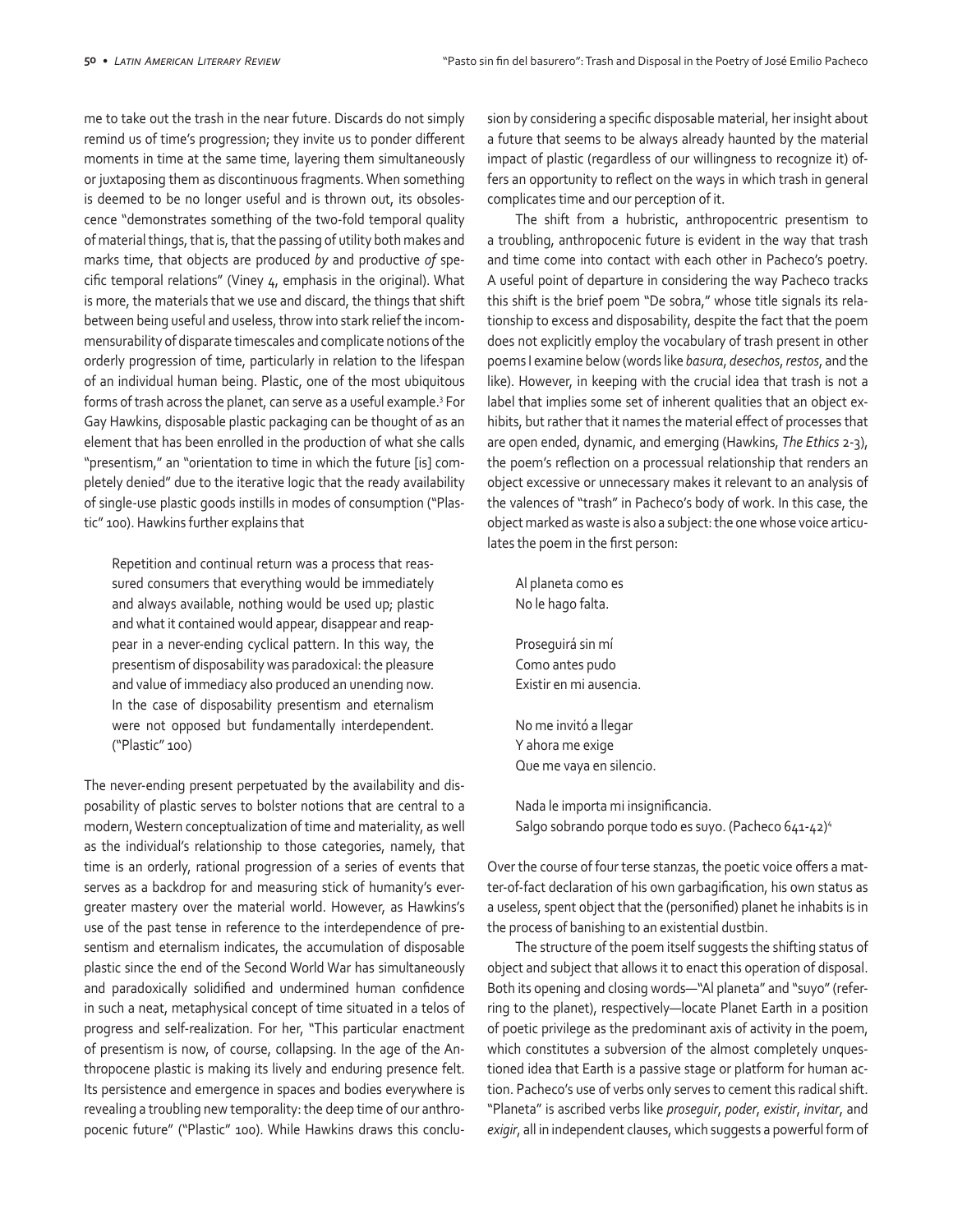me to take out the trash in the near future. Discards do not simply remind us of time's progression; they invite us to ponder different moments in time at the same time, layering them simultaneously or juxtaposing them as discontinuous fragments. When something is deemed to be no longer useful and is thrown out, its obsolescence "demonstrates something of the two-fold temporal quality of material things, that is, that the passing of utility both makes and marks time, that objects are produced *by* and productive *of* specific temporal relations" (Viney 4, emphasis in the original). What is more, the materials that we use and discard, the things that shift between being useful and useless, throw into stark relief the incommensurability of disparate timescales and complicate notions of the orderly progression of time, particularly in relation to the lifespan of an individual human being. Plastic, one of the most ubiquitous forms of trash across the planet, can serve as a useful example.[3] For Gay Hawkins, disposable plastic packaging can be thought of as an element that has been enrolled in the production of what she calls "presentism," an "orientation to time in which the future [is] completely denied" due to the iterative logic that the ready availability of single-use plastic goods instills in modes of consumption ("Plastic" 100). Hawkins further explains that

> Repetition and continual return was a process that reassured consumers that everything would be immediately and always available, nothing would be used up; plastic and what it contained would appear, disappear and reappear in a never-ending cyclical pattern. In this way, the presentism of disposability was paradoxical: the pleasure and value of immediacy also produced an unending now. In the case of disposability presentism and eternalism were not opposed but fundamentally interdependent. ("Plastic" 100)

The never-ending present perpetuated by the availability and disposability of plastic serves to bolster notions that are central to a modern, Western conceptualization of time and materiality, as well as the individual's relationship to those categories, namely, that time is an orderly, rational progression of a series of events that serves as a backdrop for and measuring stick of humanity's ever-greater mastery over the material world. However, as Hawkins's use of the past tense in reference to the interdependence of presentism and eternalism indicates, the accumulation of disposable plastic since the end of the Second World War has simultaneously and paradoxically solidified and undermined human confidence in such a neat, metaphysical concept of time situated in a telos of progress and self-realization. For her, "This particular enactment of presentism is now, of course, collapsing. In the age of the Anthropocene plastic is making its lively and enduring presence felt. Its persistence and emergence in spaces and bodies everywhere is revealing a troubling new temporality: the deep time of our anthropocenic future" ("Plastic" 100). While Hawkins draws this conclusion by considering a specific disposable material, her insight about a future that seems to be always already haunted by the material impact of plastic (regardless of our willingness to recognize it) offers an opportunity to reflect on the ways in which trash in general complicates time and our perception of it.

The shift from a hubristic, anthropocentric presentism to a troubling, anthropocenic future is evident in the way that trash and time come into contact with each other in Pacheco's poetry. A useful point of departure in considering the way Pacheco tracks this shift is the brief poem "De sobra," whose title signals its relationship to excess and disposability, despite the fact that the poem does not explicitly employ the vocabulary of trash present in other poems I examine below (words like *basura*, *desechos*, *restos*, and the like). However, in keeping with the crucial idea that trash is not a label that implies some set of inherent qualities that an object exhibits, but rather that it names the material effect of processes that are open ended, dynamic, and emerging (Hawkins, *The Ethics* 2-3), the poem's reflection on a processual relationship that renders an object excessive or unnecessary makes it relevant to an analysis of the valences of "trash" in Pacheco's body of work. In this case, the object marked as waste is also a subject: the one whose voice articulates the poem in the first person:

> Al planeta como es
> No le hago falta.
>
> Proseguirá sin mí
> Como antes pudo
> Existir en mi ausencia.
>
> No me invitó a llegar
> Y ahora me exige
> Que me vaya en silencio.
>
> Nada le importa mi insignificancia.
> Salgo sobrando porque todo es suyo. (Pacheco 641-42)[4]

Over the course of four terse stanzas, the poetic voice offers a matter-of-fact declaration of his own garbagification, his own status as a useless, spent object that the (personified) planet he inhabits is in the process of banishing to an existential dustbin.

The structure of the poem itself suggests the shifting status of object and subject that allows it to enact this operation of disposal. Both its opening and closing words—"Al planeta" and "suyo" (referring to the planet), respectively—locate Planet Earth in a position of poetic privilege as the predominant axis of activity in the poem, which constitutes a subversion of the almost completely unquestioned idea that Earth is a passive stage or platform for human action. Pacheco's use of verbs only serves to cement this radical shift. "Planeta" is ascribed verbs like *proseguir*, *poder*, *existir*, *invitar*, and *exigir*, all in independent clauses, which suggests a powerful form of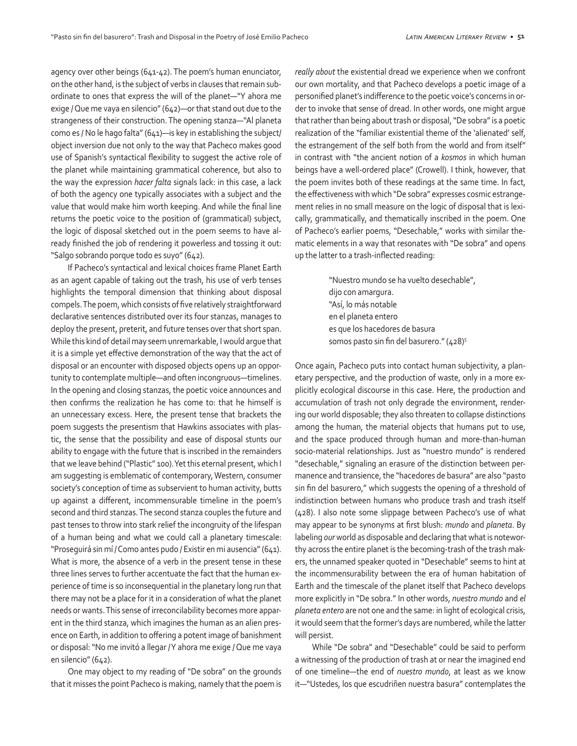agency over other beings (641-42). The poem's human enunciator, on the other hand, is the subject of verbs in clauses that remain subordinate to ones that express the will of the planet—"Y ahora me exige / Que me vaya en silencio" (642)—or that stand out due to the strangeness of their construction. The opening stanza—"Al planeta como es / No le hago falta" (641)—is key in establishing the subject/object inversion due not only to the way that Pacheco makes good use of Spanish's syntactical flexibility to suggest the active role of the planet while maintaining grammatical coherence, but also to the way the expression *hacer falta* signals lack: in this case, a lack of both the agency one typically associates with a subject and the value that would make him worth keeping. And while the final line returns the poetic voice to the position of (grammatical) subject, the logic of disposal sketched out in the poem seems to have already finished the job of rendering it powerless and tossing it out: "Salgo sobrando porque todo es suyo" (642).

If Pacheco's syntactical and lexical choices frame Planet Earth as an agent capable of taking out the trash, his use of verb tenses highlights the temporal dimension that thinking about disposal compels. The poem, which consists of five relatively straightforward declarative sentences distributed over its four stanzas, manages to deploy the present, preterit, and future tenses over that short span. While this kind of detail may seem unremarkable, I would argue that it is a simple yet effective demonstration of the way that the act of disposal or an encounter with disposed objects opens up an opportunity to contemplate multiple—and often incongruous—timelines. In the opening and closing stanzas, the poetic voice announces and then confirms the realization he has come to: that he himself is an unnecessary excess. Here, the present tense that brackets the poem suggests the presentism that Hawkins associates with plastic, the sense that the possibility and ease of disposal stunts our ability to engage with the future that is inscribed in the remainders that we leave behind ("Plastic" 100). Yet this eternal present, which I am suggesting is emblematic of contemporary, Western, consumer society's conception of time as subservient to human activity, butts up against a different, incommensurable timeline in the poem's second and third stanzas. The second stanza couples the future and past tenses to throw into stark relief the incongruity of the lifespan of a human being and what we could call a planetary timescale: "Proseguirá sin mí / Como antes pudo / Existir en mi ausencia" (641). What is more, the absence of a verb in the present tense in these three lines serves to further accentuate the fact that the human experience of time is so inconsequential in the planetary long run that there may not be a place for it in a consideration of what the planet needs or wants. This sense of irreconcilability becomes more apparent in the third stanza, which imagines the human as an alien presence on Earth, in addition to offering a potent image of banishment or disposal: "No me invitó a llegar / Y ahora me exige / Que me vaya en silencio" (642).

One may object to my reading of "De sobra" on the grounds that it misses the point Pacheco is making, namely that the poem is *really about* the existential dread we experience when we confront our own mortality, and that Pacheco develops a poetic image of a personified planet's indifference to the poetic voice's concerns in order to invoke that sense of dread. In other words, one might argue that rather than being about trash or disposal, "De sobra" is a poetic realization of the "familiar existential theme of the 'alienated' self, the estrangement of the self both from the world and from itself" in contrast with "the ancient notion of a *kosmos* in which human beings have a well-ordered place" (Crowell). I think, however, that the poem invites both of these readings at the same time. In fact, the effectiveness with which "De sobra" expresses cosmic estrangement relies in no small measure on the logic of disposal that is lexically, grammatically, and thematically inscribed in the poem. One of Pacheco's earlier poems, "Desechable," works with similar thematic elements in a way that resonates with "De sobra" and opens up the latter to a trash-inflected reading:

> "Nuestro mundo se ha vuelto desechable",
> dijo con amargura.
> "Así, lo más notable
> en el planeta entero
> es que los hacedores de basura
> somos pasto sin fin del basurero." (428)[5]

Once again, Pacheco puts into contact human subjectivity, a planetary perspective, and the production of waste, only in a more explicitly ecological discourse in this case. Here, the production and accumulation of trash not only degrade the environment, rendering our world disposable; they also threaten to collapse distinctions among the human, the material objects that humans put to use, and the space produced through human and more-than-human socio-material relationships. Just as "nuestro mundo" is rendered "desechable," signaling an erasure of the distinction between permanence and transience, the "hacedores de basura" are also "pasto sin fin del basurero," which suggests the opening of a threshold of indistinction between humans who produce trash and trash itself (428). I also note some slippage between Pacheco's use of what may appear to be synonyms at first blush: *mundo* and *planeta*. By labeling *our* world as disposable and declaring that what is noteworthy across the entire planet is the becoming-trash of the trash makers, the unnamed speaker quoted in "Desechable" seems to hint at the incommensurability between the era of human habitation of Earth and the timescale of the planet itself that Pacheco develops more explicitly in "De sobra." In other words, *nuestro mundo* and *el planeta entero* are not one and the same: in light of ecological crisis, it would seem that the former's days are numbered, while the latter will persist.

While "De sobra" and "Desechable" could be said to perform a witnessing of the production of trash at or near the imagined end of one timeline—the end of *nuestro mundo*, at least as we know it—"Ustedes, los que escudriñen nuestra basura" contemplates the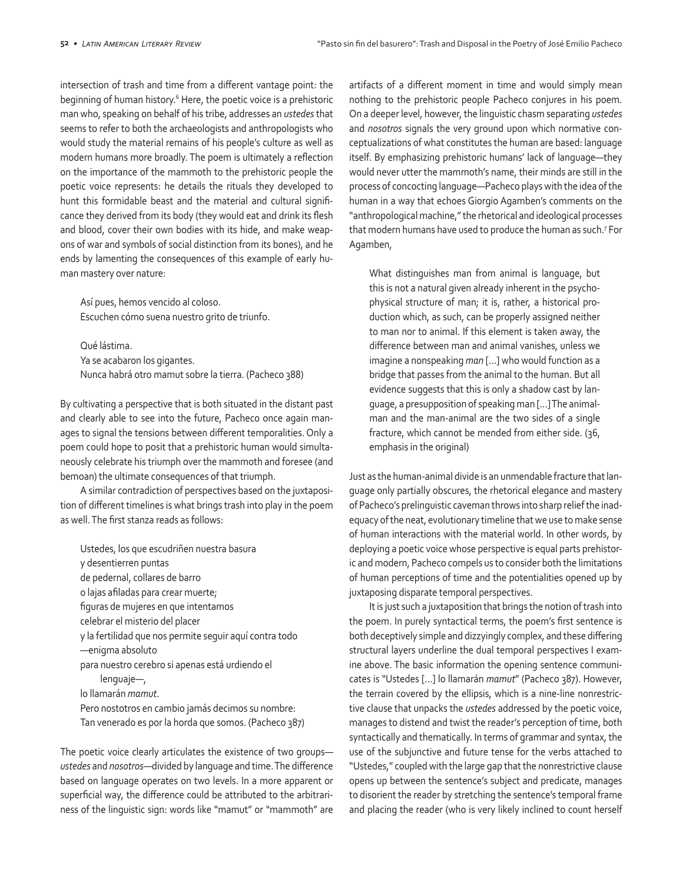intersection of trash and time from a different vantage point: the beginning of human history.[6] Here, the poetic voice is a prehistoric man who, speaking on behalf of his tribe, addresses an *ustedes* that seems to refer to both the archaeologists and anthropologists who would study the material remains of his people's culture as well as modern humans more broadly. The poem is ultimately a reflection on the importance of the mammoth to the prehistoric people the poetic voice represents: he details the rituals they developed to hunt this formidable beast and the material and cultural significance they derived from its body (they would eat and drink its flesh and blood, cover their own bodies with its hide, and make weapons of war and symbols of social distinction from its bones), and he ends by lamenting the consequences of this example of early human mastery over nature:

> Así pues, hemos vencido al coloso.
> Escuchen cómo suena nuestro grito de triunfo.
>
> Qué lástima.
> Ya se acabaron los gigantes.
> Nunca habrá otro mamut sobre la tierra. (Pacheco 388)

By cultivating a perspective that is both situated in the distant past and clearly able to see into the future, Pacheco once again manages to signal the tensions between different temporalities. Only a poem could hope to posit that a prehistoric human would simultaneously celebrate his triumph over the mammoth and foresee (and bemoan) the ultimate consequences of that triumph.

A similar contradiction of perspectives based on the juxtaposition of different timelines is what brings trash into play in the poem as well. The first stanza reads as follows:

> Ustedes, los que escudriñen nuestra basura
> y desentierren puntas
> de pedernal, collares de barro
> o lajas afiladas para crear muerte;
> figuras de mujeres en que intentamos
> celebrar el misterio del placer
> y la fertilidad que nos permite seguir aquí contra todo
> —enigma absoluto
> para nuestro cerebro si apenas está urdiendo el
> lenguaje—,
> lo llamarán *mamut*.
> Pero nostotros en cambio jamás decimos su nombre:
> Tan venerado es por la horda que somos. (Pacheco 387)

The poetic voice clearly articulates the existence of two groups—*ustedes* and *nosotros*—divided by language and time. The difference based on language operates on two levels. In a more apparent or superficial way, the difference could be attributed to the arbitrariness of the linguistic sign: words like "mamut" or "mammoth" are artifacts of a different moment in time and would simply mean nothing to the prehistoric people Pacheco conjures in his poem. On a deeper level, however, the linguistic chasm separating *ustedes* and *nosotros* signals the very ground upon which normative conceptualizations of what constitutes the human are based: language itself. By emphasizing prehistoric humans' lack of language—they would never utter the mammoth's name, their minds are still in the process of concocting language—Pacheco plays with the idea of the human in a way that echoes Giorgio Agamben's comments on the "anthropological machine," the rhetorical and ideological processes that modern humans have used to produce the human as such.[7] For Agamben,

> What distinguishes man from animal is language, but this is not a natural given already inherent in the psychophysical structure of man; it is, rather, a historical production which, as such, can be properly assigned neither to man nor to animal. If this element is taken away, the difference between man and animal vanishes, unless we imagine a nonspeaking *man* [...] who would function as a bridge that passes from the animal to the human. But all evidence suggests that this is only a shadow cast by language, a presupposition of speaking man [...] The animal-man and the man-animal are the two sides of a single fracture, which cannot be mended from either side. (36, emphasis in the original)

Just as the human-animal divide is an unmendable fracture that language only partially obscures, the rhetorical elegance and mastery of Pacheco's prelinguistic caveman throws into sharp relief the inadequacy of the neat, evolutionary timeline that we use to make sense of human interactions with the material world. In other words, by deploying a poetic voice whose perspective is equal parts prehistoric and modern, Pacheco compels us to consider both the limitations of human perceptions of time and the potentialities opened up by juxtaposing disparate temporal perspectives.

It is just such a juxtaposition that brings the notion of trash into the poem. In purely syntactical terms, the poem's first sentence is both deceptively simple and dizzyingly complex, and these differing structural layers underline the dual temporal perspectives I examine above. The basic information the opening sentence communicates is "Ustedes [...] lo llamarán *mamut*" (Pacheco 387). However, the terrain covered by the ellipsis, which is a nine-line nonrestrictive clause that unpacks the *ustedes* addressed by the poetic voice, manages to distend and twist the reader's perception of time, both syntactically and thematically. In terms of grammar and syntax, the use of the subjunctive and future tense for the verbs attached to "Ustedes," coupled with the large gap that the nonrestrictive clause opens up between the sentence's subject and predicate, manages to disorient the reader by stretching the sentence's temporal frame and placing the reader (who is very likely inclined to count herself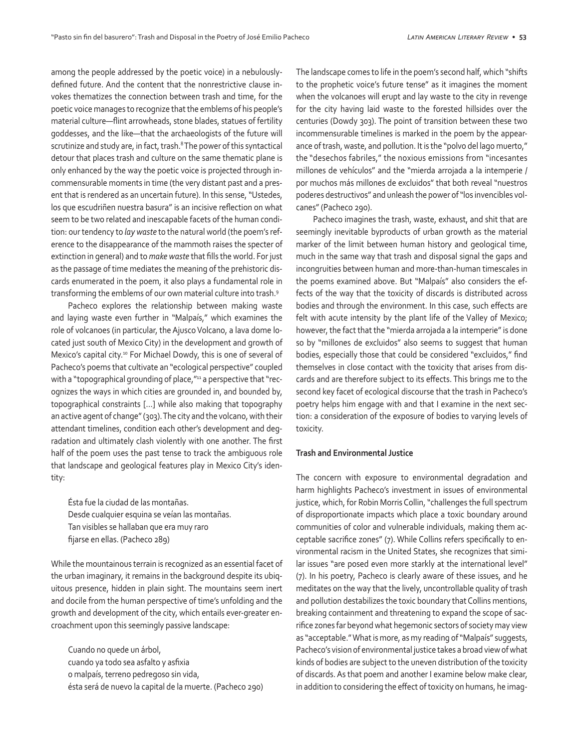among the people addressed by the poetic voice) in a nebulously-defined future. And the content that the nonrestrictive clause invokes thematizes the connection between trash and time, for the poetic voice manages to recognize that the emblems of his people's material culture—flint arrowheads, stone blades, statues of fertility goddesses, and the like—that the archaeologists of the future will scrutinize and study are, in fact, trash.[8] The power of this syntactical detour that places trash and culture on the same thematic plane is only enhanced by the way the poetic voice is projected through incommensurable moments in time (the very distant past and a present that is rendered as an uncertain future). In this sense, "Ustedes, los que escudriñen nuestra basura" is an incisive reflection on what seem to be two related and inescapable facets of the human condition: our tendency to *lay waste* to the natural world (the poem's reference to the disappearance of the mammoth raises the specter of extinction in general) and to *make waste* that fills the world. For just as the passage of time mediates the meaning of the prehistoric discards enumerated in the poem, it also plays a fundamental role in transforming the emblems of our own material culture into trash.[9]

Pacheco explores the relationship between making waste and laying waste even further in "Malpaís," which examines the role of volcanoes (in particular, the Ajusco Volcano, a lava dome located just south of Mexico City) in the development and growth of Mexico's capital city.[10] For Michael Dowdy, this is one of several of Pacheco's poems that cultivate an "ecological perspective" coupled with a "topographical grounding of place,"[11] a perspective that "recognizes the ways in which cities are grounded in, and bounded by, topographical constraints [...] while also making that topography an active agent of change" (303). The city and the volcano, with their attendant timelines, condition each other's development and degradation and ultimately clash violently with one another. The first half of the poem uses the past tense to track the ambiguous role that landscape and geological features play in Mexico City's identity:

> Ésta fue la ciudad de las montañas.
> Desde cualquier esquina se veían las montañas.
> Tan visibles se hallaban que era muy raro
> fijarse en ellas. (Pacheco 289)

While the mountainous terrain is recognized as an essential facet of the urban imaginary, it remains in the background despite its ubiquitous presence, hidden in plain sight. The mountains seem inert and docile from the human perspective of time's unfolding and the growth and development of the city, which entails ever-greater encroachment upon this seemingly passive landscape:

> Cuando no quede un árbol,
> cuando ya todo sea asfalto y asfixia
> o malpaís, terreno pedregoso sin vida,
> ésta será de nuevo la capital de la muerte. (Pacheco 290)

The landscape comes to life in the poem's second half, which "shifts to the prophetic voice's future tense" as it imagines the moment when the volcanoes will erupt and lay waste to the city in revenge for the city having laid waste to the forested hillsides over the centuries (Dowdy 303). The point of transition between these two incommensurable timelines is marked in the poem by the appearance of trash, waste, and pollution. It is the "polvo del lago muerto," the "desechos fabriles," the noxious emissions from "incesantes millones de vehículos" and the "mierda arrojada a la intemperie / por muchos más millones de excluidos" that both reveal "nuestros poderes destructivos" and unleash the power of "los invencibles volcanes" (Pacheco 290).

Pacheco imagines the trash, waste, exhaust, and shit that are seemingly inevitable byproducts of urban growth as the material marker of the limit between human history and geological time, much in the same way that trash and disposal signal the gaps and incongruities between human and more-than-human timescales in the poems examined above. But "Malpaís" also considers the effects of the way that the toxicity of discards is distributed across bodies and through the environment. In this case, such effects are felt with acute intensity by the plant life of the Valley of Mexico; however, the fact that the "mierda arrojada a la intemperie" is done so by "millones de excluidos" also seems to suggest that human bodies, especially those that could be considered "excluidos," find themselves in close contact with the toxicity that arises from discards and are therefore subject to its effects. This brings me to the second key facet of ecological discourse that the trash in Pacheco's poetry helps him engage with and that I examine in the next section: a consideration of the exposure of bodies to varying levels of toxicity.

### Trash and Environmental Justice

The concern with exposure to environmental degradation and harm highlights Pacheco's investment in issues of environmental justice, which, for Robin Morris Collin, "challenges the full spectrum of disproportionate impacts which place a toxic boundary around communities of color and vulnerable individuals, making them acceptable sacrifice zones" (7). While Collins refers specifically to environmental racism in the United States, she recognizes that similar issues "are posed even more starkly at the international level" (7). In his poetry, Pacheco is clearly aware of these issues, and he meditates on the way that the lively, uncontrollable quality of trash and pollution destabilizes the toxic boundary that Collins mentions, breaking containment and threatening to expand the scope of sacrifice zones far beyond what hegemonic sectors of society may view as "acceptable." What is more, as my reading of "Malpaís" suggests, Pacheco's vision of environmental justice takes a broad view of what kinds of bodies are subject to the uneven distribution of the toxicity of discards. As that poem and another I examine below make clear, in addition to considering the effect of toxicity on humans, he imag-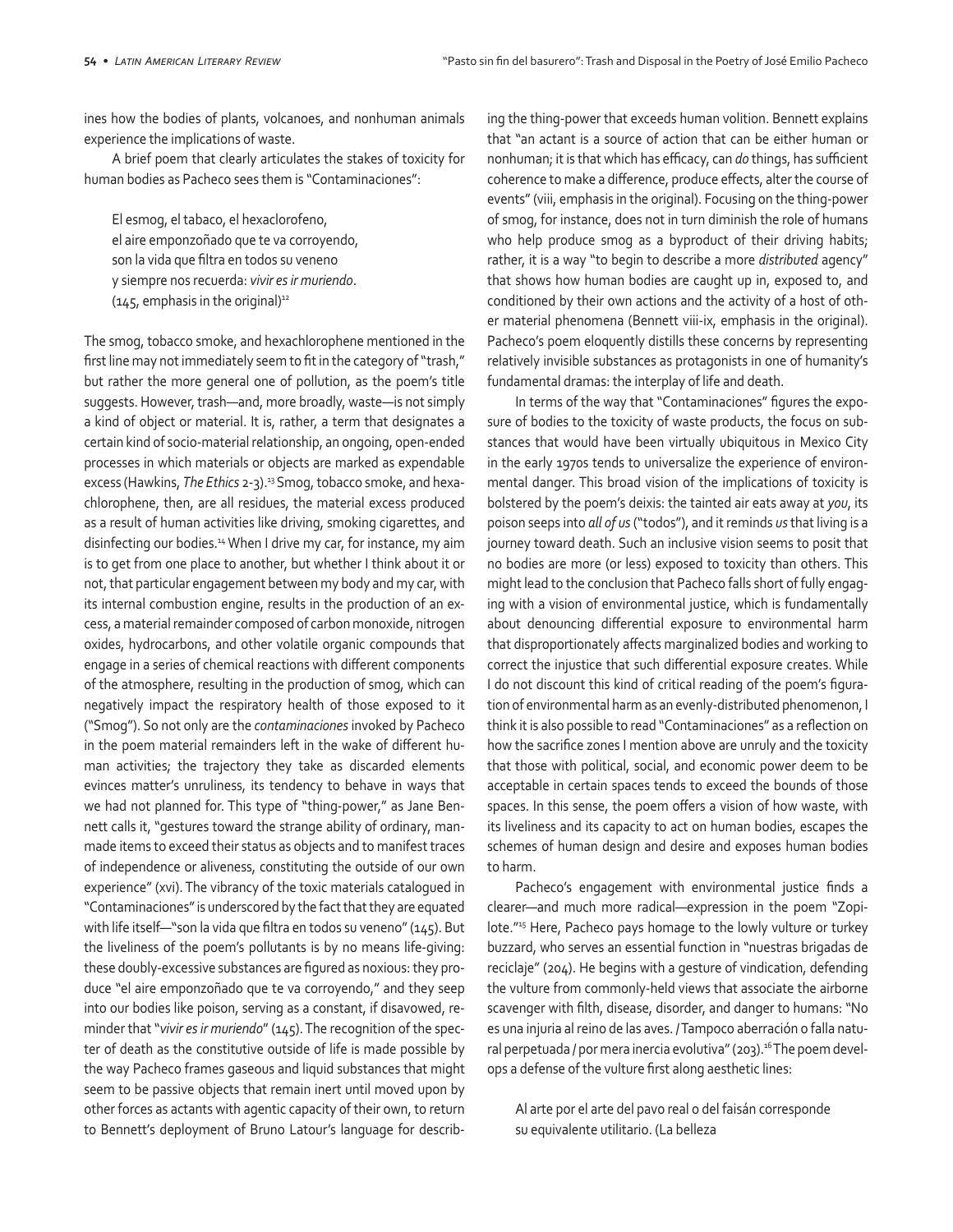ines how the bodies of plants, volcanoes, and nonhuman animals experience the implications of waste.

A brief poem that clearly articulates the stakes of toxicity for human bodies as Pacheco sees them is "Contaminaciones":

> El esmog, el tabaco, el hexaclorofeno,
> el aire emponzoñado que te va corroyendo,
> son la vida que filtra en todos su veneno
> y siempre nos recuerda: *vivir es ir muriendo*.
> (145, emphasis in the original)[12]

The smog, tobacco smoke, and hexachlorophene mentioned in the first line may not immediately seem to fit in the category of "trash," but rather the more general one of pollution, as the poem's title suggests. However, trash—and, more broadly, waste—is not simply a kind of object or material. It is, rather, a term that designates a certain kind of socio-material relationship, an ongoing, open-ended processes in which materials or objects are marked as expendable excess (Hawkins, *The Ethics* 2-3).[13] Smog, tobacco smoke, and hexachlorophene, then, are all residues, the material excess produced as a result of human activities like driving, smoking cigarettes, and disinfecting our bodies.[14] When I drive my car, for instance, my aim is to get from one place to another, but whether I think about it or not, that particular engagement between my body and my car, with its internal combustion engine, results in the production of an excess, a material remainder composed of carbon monoxide, nitrogen oxides, hydrocarbons, and other volatile organic compounds that engage in a series of chemical reactions with different components of the atmosphere, resulting in the production of smog, which can negatively impact the respiratory health of those exposed to it ("Smog"). So not only are the *contaminaciones* invoked by Pacheco in the poem material remainders left in the wake of different human activities; the trajectory they take as discarded elements evinces matter's unruliness, its tendency to behave in ways that we had not planned for. This type of "thing-power," as Jane Bennett calls it, "gestures toward the strange ability of ordinary, man-made items to exceed their status as objects and to manifest traces of independence or aliveness, constituting the outside of our own experience" (xvi). The vibrancy of the toxic materials catalogued in "Contaminaciones" is underscored by the fact that they are equated with life itself—"son la vida que filtra en todos su veneno" (145). But the liveliness of the poem's pollutants is by no means life-giving: these doubly-excessive substances are figured as noxious: they produce "el aire emponzoñado que te va corroyendo," and they seep into our bodies like poison, serving as a constant, if disavowed, reminder that "*vivir es ir muriendo*" (145). The recognition of the specter of death as the constitutive outside of life is made possible by the way Pacheco frames gaseous and liquid substances that might seem to be passive objects that remain inert until moved upon by other forces as actants with agentic capacity of their own, to return to Bennett's deployment of Bruno Latour's language for describing the thing-power that exceeds human volition. Bennett explains that "an actant is a source of action that can be either human or nonhuman; it is that which has efficacy, can *do* things, has sufficient coherence to make a difference, produce effects, alter the course of events" (viii, emphasis in the original). Focusing on the thing-power of smog, for instance, does not in turn diminish the role of humans who help produce smog as a byproduct of their driving habits; rather, it is a way "to begin to describe a more *distributed* agency" that shows how human bodies are caught up in, exposed to, and conditioned by their own actions and the activity of a host of other material phenomena (Bennett viii-ix, emphasis in the original). Pacheco's poem eloquently distills these concerns by representing relatively invisible substances as protagonists in one of humanity's fundamental dramas: the interplay of life and death.

In terms of the way that "Contaminaciones" figures the exposure of bodies to the toxicity of waste products, the focus on substances that would have been virtually ubiquitous in Mexico City in the early 1970s tends to universalize the experience of environmental danger. This broad vision of the implications of toxicity is bolstered by the poem's deixis: the tainted air eats away at *you*, its poison seeps into *all of us* ("todos"), and it reminds *us* that living is a journey toward death. Such an inclusive vision seems to posit that no bodies are more (or less) exposed to toxicity than others. This might lead to the conclusion that Pacheco falls short of fully engaging with a vision of environmental justice, which is fundamentally about denouncing differential exposure to environmental harm that disproportionately affects marginalized bodies and working to correct the injustice that such differential exposure creates. While I do not discount this kind of critical reading of the poem's figuration of environmental harm as an evenly-distributed phenomenon, I think it is also possible to read "Contaminaciones" as a reflection on how the sacrifice zones I mention above are unruly and the toxicity that those with political, social, and economic power deem to be acceptable in certain spaces tends to exceed the bounds of those spaces. In this sense, the poem offers a vision of how waste, with its liveliness and its capacity to act on human bodies, escapes the schemes of human design and desire and exposes human bodies to harm.

Pacheco's engagement with environmental justice finds a clearer—and much more radical—expression in the poem "Zopilote."[15] Here, Pacheco pays homage to the lowly vulture or turkey buzzard, who serves an essential function in "nuestras brigadas de reciclaje" (204). He begins with a gesture of vindication, defending the vulture from commonly-held views that associate the airborne scavenger with filth, disease, disorder, and danger to humans: "No es una injuria al reino de las aves. / Tampoco aberración o falla natural perpetuada / por mera inercia evolutiva" (203).[16] The poem develops a defense of the vulture first along aesthetic lines:

> Al arte por el arte del pavo real o del faisán corresponde
> su equivalente utilitario. (La belleza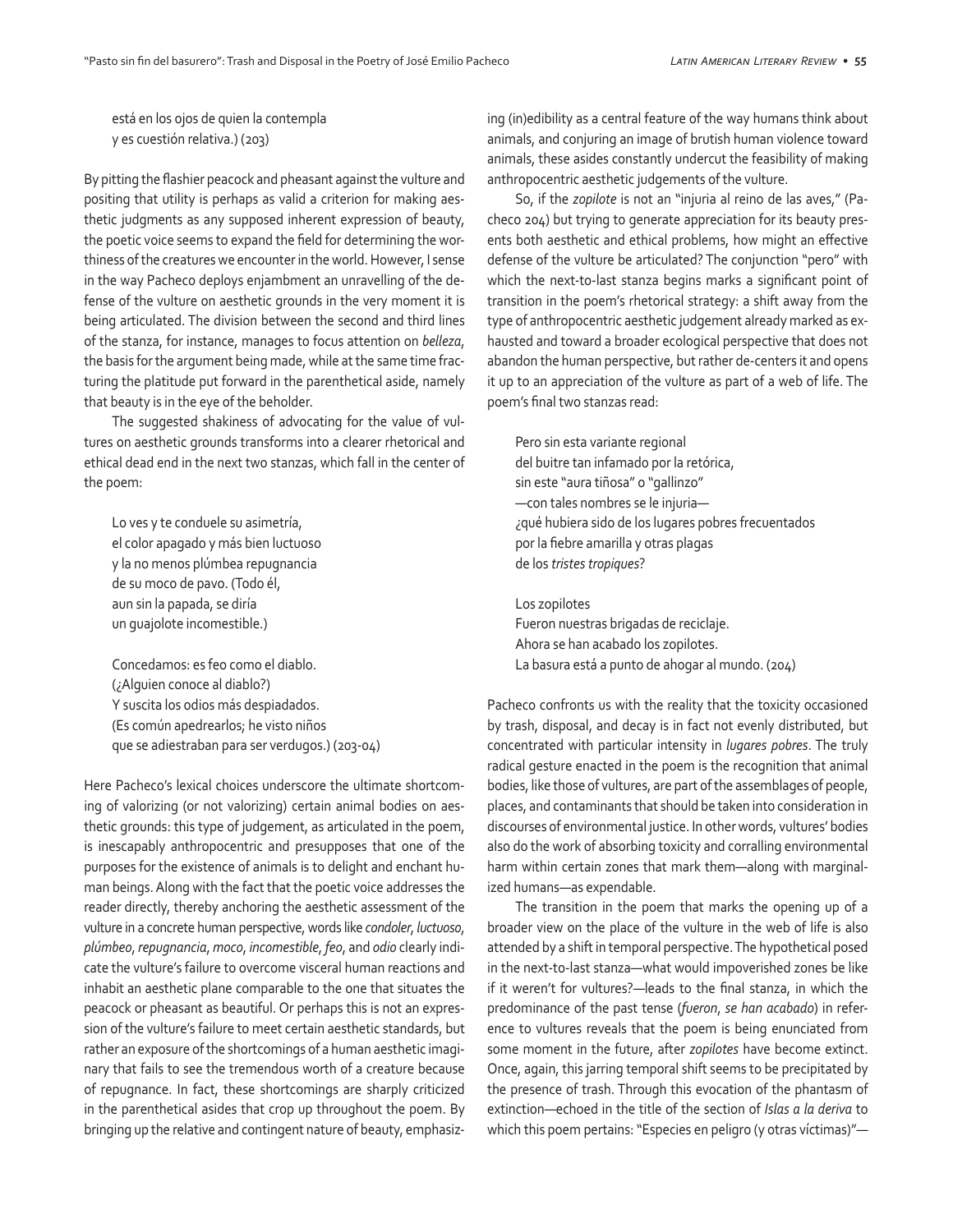> está en los ojos de quien la contempla
> y es cuestión relativa.) (203)

By pitting the flashier peacock and pheasant against the vulture and positing that utility is perhaps as valid a criterion for making aesthetic judgments as any supposed inherent expression of beauty, the poetic voice seems to expand the field for determining the worthiness of the creatures we encounter in the world. However, I sense in the way Pacheco deploys enjambment an unravelling of the defense of the vulture on aesthetic grounds in the very moment it is being articulated. The division between the second and third lines of the stanza, for instance, manages to focus attention on *belleza*, the basis for the argument being made, while at the same time fracturing the platitude put forward in the parenthetical aside, namely that beauty is in the eye of the beholder.

The suggested shakiness of advocating for the value of vultures on aesthetic grounds transforms into a clearer rhetorical and ethical dead end in the next two stanzas, which fall in the center of the poem:

> Lo ves y te conduele su asimetría,
> el color apagado y más bien luctuoso
> y la no menos plúmbea repugnancia
> de su moco de pavo. (Todo él,
> aun sin la papada, se diría
> un guajolote incomestible.)
>
> Concedamos: es feo como el diablo.
> (¿Alguien conoce al diablo?)
> Y suscita los odios más despiadados.
> (Es común apedrearlos; he visto niños
> que se adiestraban para ser verdugos.) (203-04)

Here Pacheco's lexical choices underscore the ultimate shortcoming of valorizing (or not valorizing) certain animal bodies on aesthetic grounds: this type of judgement, as articulated in the poem, is inescapably anthropocentric and presupposes that one of the purposes for the existence of animals is to delight and enchant human beings. Along with the fact that the poetic voice addresses the reader directly, thereby anchoring the aesthetic assessment of the vulture in a concrete human perspective, words like *condoler*, *luctuoso*, *plúmbeo*, *repugnancia*, *moco*, *incomestible*, *feo*, and *odio* clearly indicate the vulture's failure to overcome visceral human reactions and inhabit an aesthetic plane comparable to the one that situates the peacock or pheasant as beautiful. Or perhaps this is not an expression of the vulture's failure to meet certain aesthetic standards, but rather an exposure of the shortcomings of a human aesthetic imaginary that fails to see the tremendous worth of a creature because of repugnance. In fact, these shortcomings are sharply criticized in the parenthetical asides that crop up throughout the poem. By bringing up the relative and contingent nature of beauty, emphasizing (in)edibility as a central feature of the way humans think about animals, and conjuring an image of brutish human violence toward animals, these asides constantly undercut the feasibility of making anthropocentric aesthetic judgements of the vulture.

So, if the *zopilote* is not an "injuria al reino de las aves," (Pacheco 204) but trying to generate appreciation for its beauty presents both aesthetic and ethical problems, how might an effective defense of the vulture be articulated? The conjunction "pero" with which the next-to-last stanza begins marks a significant point of transition in the poem's rhetorical strategy: a shift away from the type of anthropocentric aesthetic judgement already marked as exhausted and toward a broader ecological perspective that does not abandon the human perspective, but rather de-centers it and opens it up to an appreciation of the vulture as part of a web of life. The poem's final two stanzas read:

> Pero sin esta variante regional
> del buitre tan infamado por la retórica,
> sin este "aura tiñosa" o "gallinzo"
> —con tales nombres se le injuria—
> ¿qué hubiera sido de los lugares pobres frecuentados
> por la fiebre amarilla y otras plagas
> de los *tristes tropiques*?
>
> Los zopilotes
> Fueron nuestras brigadas de reciclaje.
> Ahora se han acabado los zopilotes.
> La basura está a punto de ahogar al mundo. (204)

Pacheco confronts us with the reality that the toxicity occasioned by trash, disposal, and decay is in fact not evenly distributed, but concentrated with particular intensity in *lugares pobres*. The truly radical gesture enacted in the poem is the recognition that animal bodies, like those of vultures, are part of the assemblages of people, places, and contaminants that should be taken into consideration in discourses of environmental justice. In other words, vultures' bodies also do the work of absorbing toxicity and corralling environmental harm within certain zones that mark them—along with marginalized humans—as expendable.

The transition in the poem that marks the opening up of a broader view on the place of the vulture in the web of life is also attended by a shift in temporal perspective. The hypothetical posed in the next-to-last stanza—what would impoverished zones be like if it weren't for vultures?—leads to the final stanza, in which the predominance of the past tense (*fueron*, *se han acabado*) in reference to vultures reveals that the poem is being enunciated from some moment in the future, after *zopilotes* have become extinct. Once, again, this jarring temporal shift seems to be precipitated by the presence of trash. Through this evocation of the phantasm of extinction—echoed in the title of the section of *Islas a la deriva* to which this poem pertains: "Especies en peligro (y otras víctimas)"—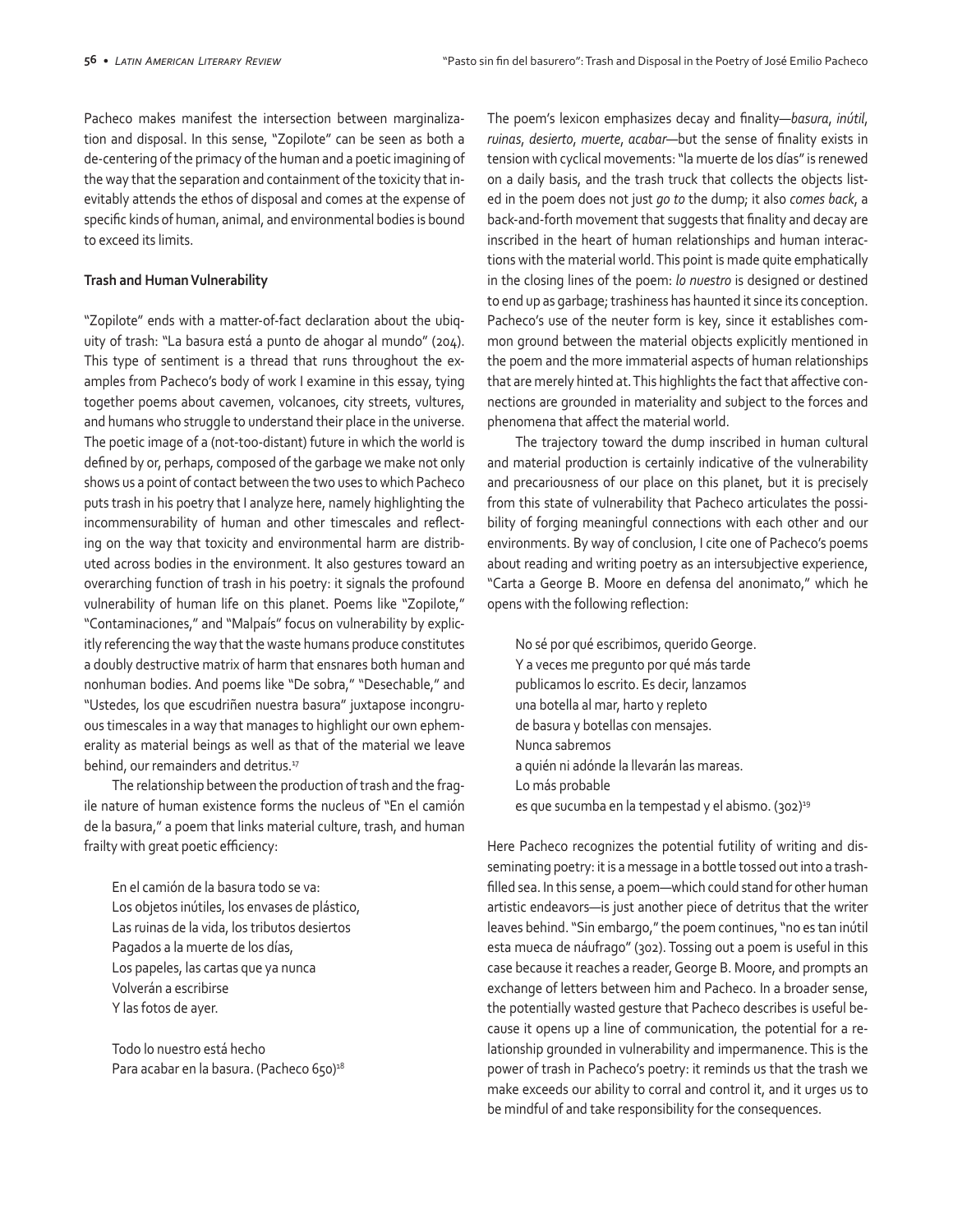Pacheco makes manifest the intersection between marginalization and disposal. In this sense, "Zopilote" can be seen as both a de-centering of the primacy of the human and a poetic imagining of the way that the separation and containment of the toxicity that inevitably attends the ethos of disposal and comes at the expense of specific kinds of human, animal, and environmental bodies is bound to exceed its limits.

**Trash and Human Vulnerability**

"Zopilote" ends with a matter-of-fact declaration about the ubiquity of trash: "La basura está a punto de ahogar al mundo" (204). This type of sentiment is a thread that runs throughout the examples from Pacheco's body of work I examine in this essay, tying together poems about cavemen, volcanoes, city streets, vultures, and humans who struggle to understand their place in the universe. The poetic image of a (not-too-distant) future in which the world is defined by or, perhaps, composed of the garbage we make not only shows us a point of contact between the two uses to which Pacheco puts trash in his poetry that I analyze here, namely highlighting the incommensurability of human and other timescales and reflecting on the way that toxicity and environmental harm are distributed across bodies in the environment. It also gestures toward an overarching function of trash in his poetry: it signals the profound vulnerability of human life on this planet. Poems like "Zopilote," "Contaminaciones," and "Malpaís" focus on vulnerability by explicitly referencing the way that the waste humans produce constitutes a doubly destructive matrix of harm that ensnares both human and nonhuman bodies. And poems like "De sobra," "Desechable," and "Ustedes, los que escudriñen nuestra basura" juxtapose incongruous timescales in a way that manages to highlight our own ephemerality as material beings as well as that of the material we leave behind, our remainders and detritus.[17]

The relationship between the production of trash and the fragile nature of human existence forms the nucleus of "En el camión de la basura," a poem that links material culture, trash, and human frailty with great poetic efficiency:

> En el camión de la basura todo se va:
> Los objetos inútiles, los envases de plástico,
> Las ruinas de la vida, los tributos desiertos
> Pagados a la muerte de los días,
> Los papeles, las cartas que ya nunca
> Volverán a escribirse
> Y las fotos de ayer.
>
> Todo lo nuestro está hecho
> Para acabar en la basura. (Pacheco 650)[18]

The poem's lexicon emphasizes decay and finality—*basura*, *inútil*, *ruinas*, *desierto*, *muerte*, *acabar*—but the sense of finality exists in tension with cyclical movements: "la muerte de los días" is renewed on a daily basis, and the trash truck that collects the objects listed in the poem does not just *go to* the dump; it also *comes back*, a back-and-forth movement that suggests that finality and decay are inscribed in the heart of human relationships and human interactions with the material world. This point is made quite emphatically in the closing lines of the poem: *lo nuestro* is designed or destined to end up as garbage; trashiness has haunted it since its conception. Pacheco's use of the neuter form is key, since it establishes common ground between the material objects explicitly mentioned in the poem and the more immaterial aspects of human relationships that are merely hinted at. This highlights the fact that affective connections are grounded in materiality and subject to the forces and phenomena that affect the material world.

The trajectory toward the dump inscribed in human cultural and material production is certainly indicative of the vulnerability and precariousness of our place on this planet, but it is precisely from this state of vulnerability that Pacheco articulates the possibility of forging meaningful connections with each other and our environments. By way of conclusion, I cite one of Pacheco's poems about reading and writing poetry as an intersubjective experience, "Carta a George B. Moore en defensa del anonimato," which he opens with the following reflection:

> No sé por qué escribimos, querido George.
> Y a veces me pregunto por qué más tarde
> publicamos lo escrito. Es decir, lanzamos
> una botella al mar, harto y repleto
> de basura y botellas con mensajes.
> Nunca sabremos
> a quién ni adónde la llevarán las mareas.
> Lo más probable
> es que sucumba en la tempestad y el abismo. (302)[19]

Here Pacheco recognizes the potential futility of writing and disseminating poetry: it is a message in a bottle tossed out into a trash-filled sea. In this sense, a poem—which could stand for other human artistic endeavors—is just another piece of detritus that the writer leaves behind. "Sin embargo," the poem continues, "no es tan inútil esta mueca de náufrago" (302). Tossing out a poem is useful in this case because it reaches a reader, George B. Moore, and prompts an exchange of letters between him and Pacheco. In a broader sense, the potentially wasted gesture that Pacheco describes is useful because it opens up a line of communication, the potential for a relationship grounded in vulnerability and impermanence. This is the power of trash in Pacheco's poetry: it reminds us that the trash we make exceeds our ability to corral and control it, and it urges us to be mindful of and take responsibility for the consequences.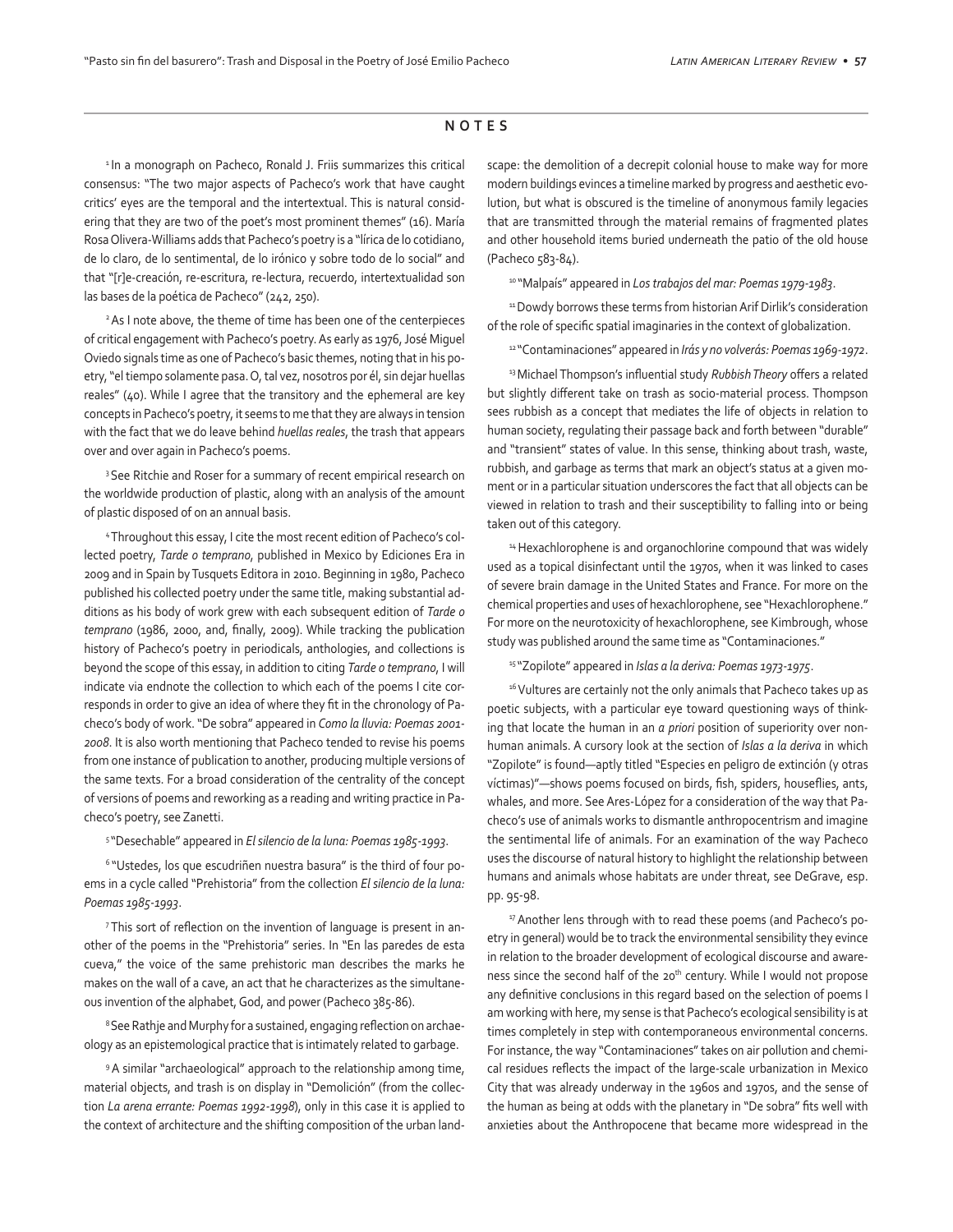## NOTES

[1] In a monograph on Pacheco, Ronald J. Friis summarizes this critical consensus: "The two major aspects of Pacheco's work that have caught critics' eyes are the temporal and the intertextual. This is natural considering that they are two of the poet's most prominent themes" (16). María Rosa Olivera-Williams adds that Pacheco's poetry is a "lírica de lo cotidiano, de lo claro, de lo sentimental, de lo irónico y sobre todo de lo social" and that "[r]e-creación, re-escritura, re-lectura, recuerdo, intertextualidad son las bases de la poética de Pacheco" (242, 250).

[2] As I note above, the theme of time has been one of the centerpieces of critical engagement with Pacheco's poetry. As early as 1976, José Miguel Oviedo signals time as one of Pacheco's basic themes, noting that in his poetry, "el tiempo solamente pasa. O, tal vez, nosotros por él, sin dejar huellas reales" (40). While I agree that the transitory and the ephemeral are key concepts in Pacheco's poetry, it seems to me that they are always in tension with the fact that we do leave behind *huellas reales*, the trash that appears over and over again in Pacheco's poems.

[3] See Ritchie and Roser for a summary of recent empirical research on the worldwide production of plastic, along with an analysis of the amount of plastic disposed of on an annual basis.

[4] Throughout this essay, I cite the most recent edition of Pacheco's collected poetry, *Tarde o temprano*, published in Mexico by Ediciones Era in 2009 and in Spain by Tusquets Editora in 2010. Beginning in 1980, Pacheco published his collected poetry under the same title, making substantial additions as his body of work grew with each subsequent edition of *Tarde o temprano* (1986, 2000, and, finally, 2009). While tracking the publication history of Pacheco's poetry in periodicals, anthologies, and collections is beyond the scope of this essay, in addition to citing *Tarde o temprano*, I will indicate via endnote the collection to which each of the poems I cite corresponds in order to give an idea of where they fit in the chronology of Pacheco's body of work. "De sobra" appeared in *Como la lluvia: Poemas 2001-2008*. It is also worth mentioning that Pacheco tended to revise his poems from one instance of publication to another, producing multiple versions of the same texts. For a broad consideration of the centrality of the concept of versions of poems and reworking as a reading and writing practice in Pacheco's poetry, see Zanetti.

[5] "Desechable" appeared in *El silencio de la luna: Poemas 1985-1993*.

[6] "Ustedes, los que escudriñen nuestra basura" is the third of four poems in a cycle called "Prehistoria" from the collection *El silencio de la luna: Poemas 1985-1993*.

[7] This sort of reflection on the invention of language is present in another of the poems in the "Prehistoria" series. In "En las paredes de esta cueva," the voice of the same prehistoric man describes the marks he makes on the wall of a cave, an act that he characterizes as the simultaneous invention of the alphabet, God, and power (Pacheco 385-86).

[8] See Rathje and Murphy for a sustained, engaging reflection on archaeology as an epistemological practice that is intimately related to garbage.

[9] A similar "archaeological" approach to the relationship among time, material objects, and trash is on display in "Demolición" (from the collection *La arena errante: Poemas 1992-1998*), only in this case it is applied to the context of architecture and the shifting composition of the urban landscape: the demolition of a decrepit colonial house to make way for more modern buildings evinces a timeline marked by progress and aesthetic evolution, but what is obscured is the timeline of anonymous family legacies that are transmitted through the material remains of fragmented plates and other household items buried underneath the patio of the old house (Pacheco 583-84).

[10] "Malpaís" appeared in *Los trabajos del mar: Poemas 1979-1983*.

[11] Dowdy borrows these terms from historian Arif Dirlik's consideration of the role of specific spatial imaginaries in the context of globalization.

[12] "Contaminaciones" appeared in *Irás y no volverás: Poemas 1969-1972*.

[13] Michael Thompson's influential study *Rubbish Theory* offers a related but slightly different take on trash as socio-material process. Thompson sees rubbish as a concept that mediates the life of objects in relation to human society, regulating their passage back and forth between "durable" and "transient" states of value. In this sense, thinking about trash, waste, rubbish, and garbage as terms that mark an object's status at a given moment or in a particular situation underscores the fact that all objects can be viewed in relation to trash and their susceptibility to falling into or being taken out of this category.

[14] Hexachlorophene is and organochlorine compound that was widely used as a topical disinfectant until the 1970s, when it was linked to cases of severe brain damage in the United States and France. For more on the chemical properties and uses of hexachlorophene, see "Hexachlorophene." For more on the neurotoxicity of hexachlorophene, see Kimbrough, whose study was published around the same time as "Contaminaciones."

[15] "Zopilote" appeared in *Islas a la deriva: Poemas 1973-1975*.

[16] Vultures are certainly not the only animals that Pacheco takes up as poetic subjects, with a particular eye toward questioning ways of thinking that locate the human in an *a priori* position of superiority over nonhuman animals. A cursory look at the section of *Islas a la deriva* in which "Zopilote" is found—aptly titled "Especies en peligro de extinción (y otras víctimas)"—shows poems focused on birds, fish, spiders, houseflies, ants, whales, and more. See Ares-López for a consideration of the way that Pacheco's use of animals works to dismantle anthropocentrism and imagine the sentimental life of animals. For an examination of the way Pacheco uses the discourse of natural history to highlight the relationship between humans and animals whose habitats are under threat, see DeGrave, esp. pp. 95-98.

[17] Another lens through with to read these poems (and Pacheco's poetry in general) would be to track the environmental sensibility they evince in relation to the broader development of ecological discourse and awareness since the second half of the 20th century. While I would not propose any definitive conclusions in this regard based on the selection of poems I am working with here, my sense is that Pacheco's ecological sensibility is at times completely in step with contemporaneous environmental concerns. For instance, the way "Contaminaciones" takes on air pollution and chemical residues reflects the impact of the large-scale urbanization in Mexico City that was already underway in the 1960s and 1970s, and the sense of the human as being at odds with the planetary in "De sobra" fits well with anxieties about the Anthropocene that became more widespread in the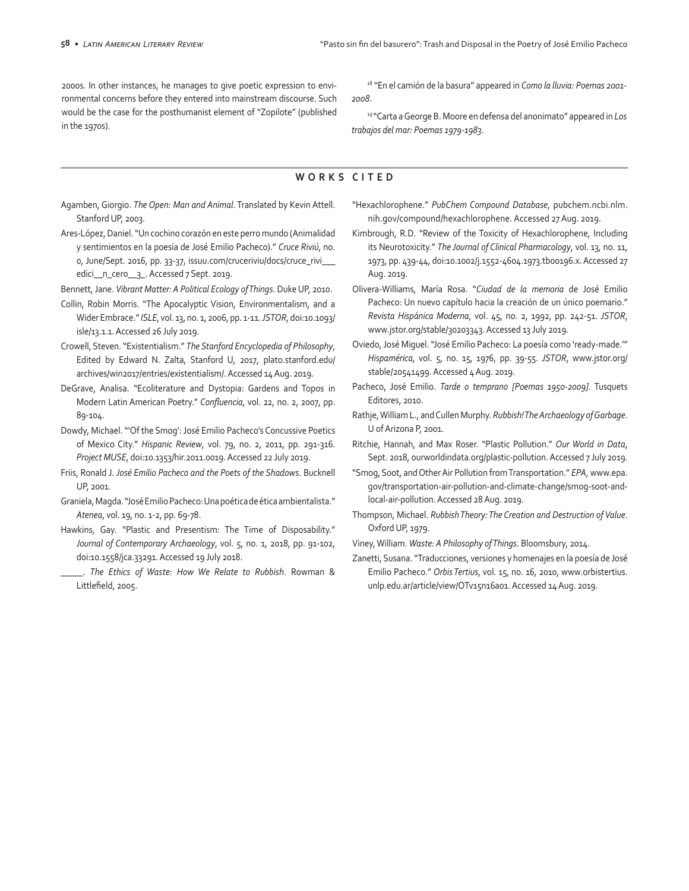2000s. In other instances, he manages to give poetic expression to environmental concerns before they entered into mainstream discourse. Such would be the case for the posthumanist element of "Zopilote" (published in the 1970s).

[18] "En el camión de la basura" appeared in *Como la lluvia: Poemas 2001-2008*.

[19] "Carta a George B. Moore en defensa del anonimato" appeared in *Los trabajos del mar: Poemas 1979-1983*.

## WORKS CITED

Agamben, Giorgio. *The Open: Man and Animal*. Translated by Kevin Attell. Stanford UP, 2003.

Ares-López, Daniel. "Un cochino corazón en este perro mundo (Animalidad y sentimientos en la poesía de José Emilio Pacheco)." *Cruce Riviú*, no. 0, June/Sept. 2016, pp. 33-37, issuu.com/cruceriviu/docs/cruce_rivi___edici__n_cero__3_. Accessed 7 Sept. 2019.

Bennett, Jane. *Vibrant Matter: A Political Ecology of Things*. Duke UP, 2010.

Collin, Robin Morris. "The Apocalyptic Vision, Environmentalism, and a Wider Embrace." *ISLE*, vol. 13, no. 1, 2006, pp. 1-11. *JSTOR*, doi:10.1093/isle/13.1.1. Accessed 26 July 2019.

Crowell, Steven. "Existentialism." *The Stanford Encyclopedia of Philosophy*, Edited by Edward N. Zalta, Stanford U, 2017, plato.stanford.edu/archives/win2017/entries/existentialism/. Accessed 14 Aug. 2019.

DeGrave, Analisa. "Ecoliterature and Dystopia: Gardens and Topos in Modern Latin American Poetry." *Confluencia*, vol. 22, no. 2, 2007, pp. 89-104.

Dowdy, Michael. "'Of the Smog': José Emilio Pacheco's Concussive Poetics of Mexico City." *Hispanic Review*, vol. 79, no. 2, 2011, pp. 291-316. *Project MUSE*, doi:10.1353/hir.2011.0019. Accessed 22 July 2019.

Friis, Ronald J. *José Emilio Pacheco and the Poets of the Shadows*. Bucknell UP, 2001.

Graniela, Magda. "José Emilio Pacheco: Una poética de ética ambientalista." *Atenea*, vol. 19, no. 1-2, pp. 69-78.

Hawkins, Gay. "Plastic and Presentism: The Time of Disposability." *Journal of Contemporary Archaeology*, vol. 5, no. 1, 2018, pp. 91-102, doi:10.1558/jca.33291. Accessed 19 July 2018.

_____. *The Ethics of Waste: How We Relate to Rubbish*. Rowman & Littlefield, 2005.

"Hexachlorophene." *PubChem Compound Database*, pubchem.ncbi.nlm.nih.gov/compound/hexachlorophene. Accessed 27 Aug. 2019.

Kimbrough, R.D. "Review of the Toxicity of Hexachlorophene, Including its Neurotoxicity." *The Journal of Clinical Pharmacology*, vol. 13, no. 11, 1973, pp. 439-44, doi:10.1002/j.1552-4604.1973.tb00196.x. Accessed 27 Aug. 2019.

Olivera-Williams, María Rosa. "*Ciudad de la memoria* de José Emilio Pacheco: Un nuevo capítulo hacia la creación de un único poemario." *Revista Hispánica Moderna*, vol. 45, no. 2, 1992, pp. 242-51. *JSTOR*, www.jstor.org/stable/30203343. Accessed 13 July 2019.

Oviedo, José Miguel. "José Emilio Pacheco: La poesía como 'ready-made.'" *Hispamérica*, vol. 5, no. 15, 1976, pp. 39-55. *JSTOR*, www.jstor.org/stable/20541499. Accessed 4 Aug. 2019.

Pacheco, José Emilio. *Tarde o temprano [Poemas 1950-2009]*. Tusquets Editores, 2010.

Rathje, William L., and Cullen Murphy. *Rubbish! The Archaeology of Garbage*. U of Arizona P, 2001.

Ritchie, Hannah, and Max Roser. "Plastic Pollution." *Our World in Data*, Sept. 2018, ourworldindata.org/plastic-pollution. Accessed 7 July 2019.

"Smog, Soot, and Other Air Pollution from Transportation." *EPA*, www.epa.gov/transportation-air-pollution-and-climate-change/smog-soot-and-local-air-pollution. Accessed 28 Aug. 2019.

Thompson, Michael. *Rubbish Theory: The Creation and Destruction of Value*. Oxford UP, 1979.

Viney, William. *Waste: A Philosophy of Things*. Bloomsbury, 2014.

Zanetti, Susana. "Traducciones, versiones y homenajes en la poesía de José Emilio Pacheco." *Orbis Tertius*, vol. 15, no. 16, 2010, www.orbistertius.unlp.edu.ar/article/view/OTv15n16a01. Accessed 14 Aug. 2019.